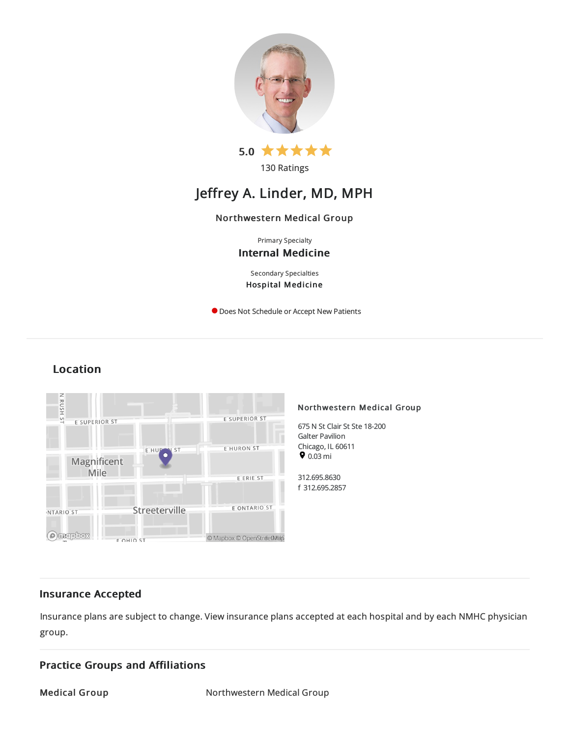5.0 ★★★★★

130 Ratings

# Jeffrey A. Linder, MD, MPH

Northwestern Medical Group

Primary Specialty

**Internal Medicine**

Secondary Specialties

**Hospital Medicine**

Does Not Schedule or Accept New Patients

## Location

**Northwestern Medical Group**

675 N St Clair St Ste 18-200
Galter Pavilion
Chicago, IL 60611
0.03 mi

312.695.8630
f 312.695.2857

## Insurance Accepted

Insurance plans are subject to change. View insurance plans accepted at each hospital and by each NMHC physician group.

## Practice Groups and Affiliations

| Medical Group | Northwestern Medical Group |
| --- | --- |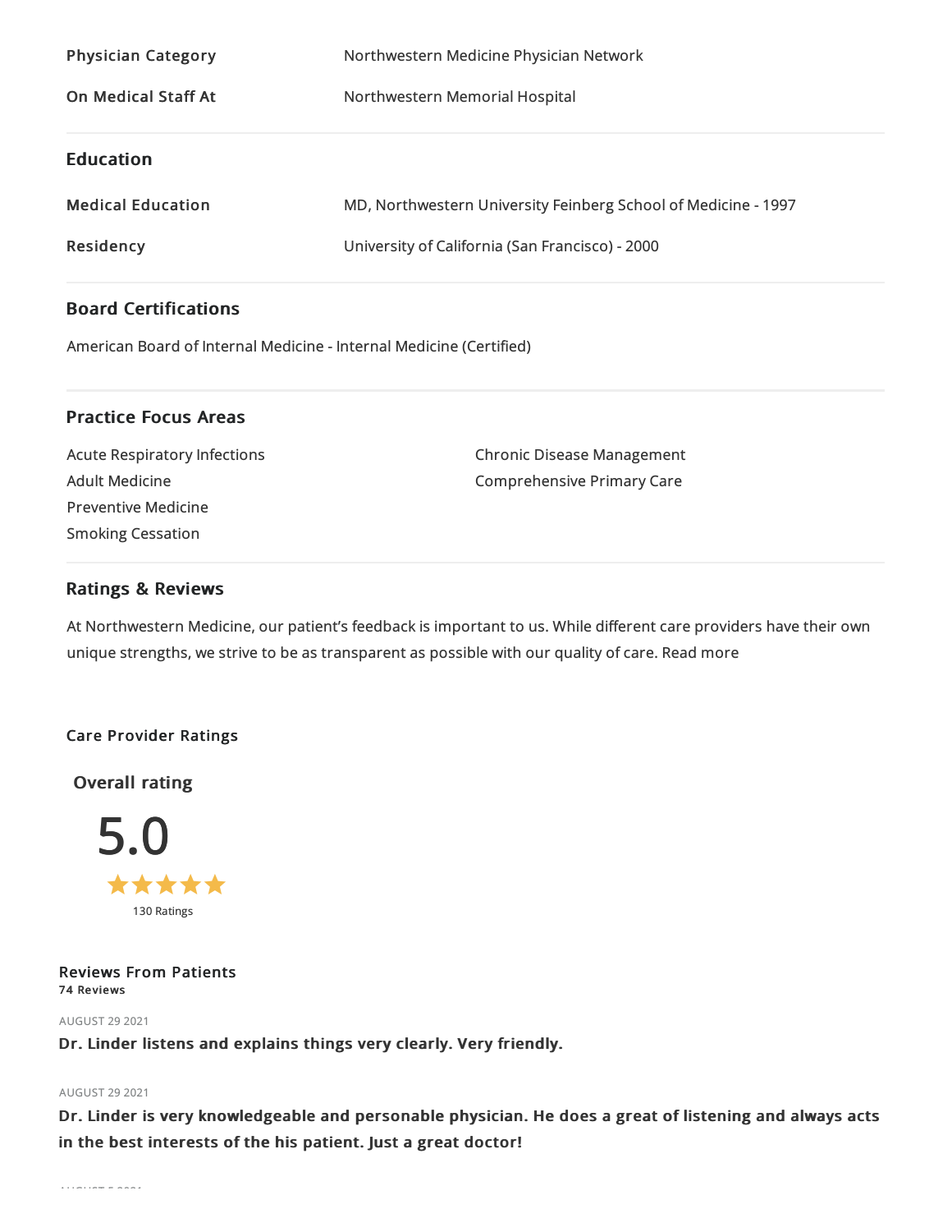| | |
|---|---|
| **Physician Category** | Northwestern Medicine Physician Network |
| **On Medical Staff At** | Northwestern Memorial Hospital |

## Education

| | |
|---|---|
| **Medical Education** | MD, Northwestern University Feinberg School of Medicine - 1997 |
| **Residency** | University of California (San Francisco) - 2000 |

## Board Certifications

American Board of Internal Medicine - Internal Medicine (Certified)

## Practice Focus Areas

- Acute Respiratory Infections
- Adult Medicine
- Preventive Medicine
- Smoking Cessation
- Chronic Disease Management
- Comprehensive Primary Care

## Ratings & Reviews

At Northwestern Medicine, our patient's feedback is important to us. While different care providers have their own unique strengths, we strive to be as transparent as possible with our quality of care. Read more

### Care Provider Ratings

**Overall rating**

**5.0**

★★★★★

130 Ratings

### Reviews From Patients

**74 Reviews**

AUGUST 29 2021

**Dr. Linder listens and explains things very clearly. Very friendly.**

AUGUST 29 2021

**Dr. Linder is very knowledgeable and personable physician. He does a great of listening and always acts in the best interests of the his patient. Just a great doctor!**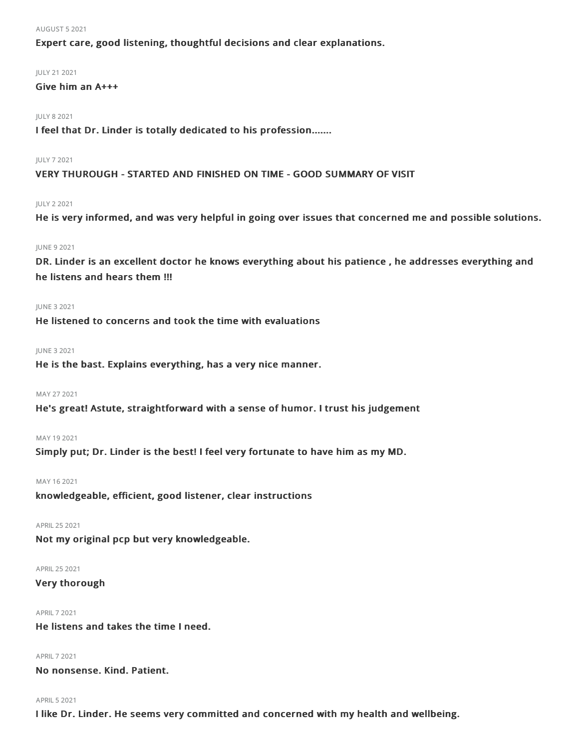AUGUST 5 2021

**Expert care, good listening, thoughtful decisions and clear explanations.**

JULY 21 2021

**Give him an A+++**

JULY 8 2021

**I feel that Dr. Linder is totally dedicated to his profession.......**

JULY 7 2021

**VERY THUROUGH - STARTED AND FINISHED ON TIME - GOOD SUMMARY OF VISIT**

JULY 2 2021

**He is very informed, and was very helpful in going over issues that concerned me and possible solutions.**

JUNE 9 2021

**DR. Linder is an excellent doctor he knows everything about his patience , he addresses everything and he listens and hears them !!!**

JUNE 3 2021

**He listened to concerns and took the time with evaluations**

JUNE 3 2021

**He is the bast. Explains everything, has a very nice manner.**

MAY 27 2021

**He's great! Astute, straightforward with a sense of humor. I trust his judgement**

MAY 19 2021

**Simply put; Dr. Linder is the best! I feel very fortunate to have him as my MD.**

MAY 16 2021

**knowledgeable, efficient, good listener, clear instructions**

APRIL 25 2021

**Not my original pcp but very knowledgeable.**

APRIL 25 2021

**Very thorough**

APRIL 7 2021

**He listens and takes the time I need.**

APRIL 7 2021

**No nonsense. Kind. Patient.**

APRIL 5 2021

**I like Dr. Linder. He seems very committed and concerned with my health and wellbeing.**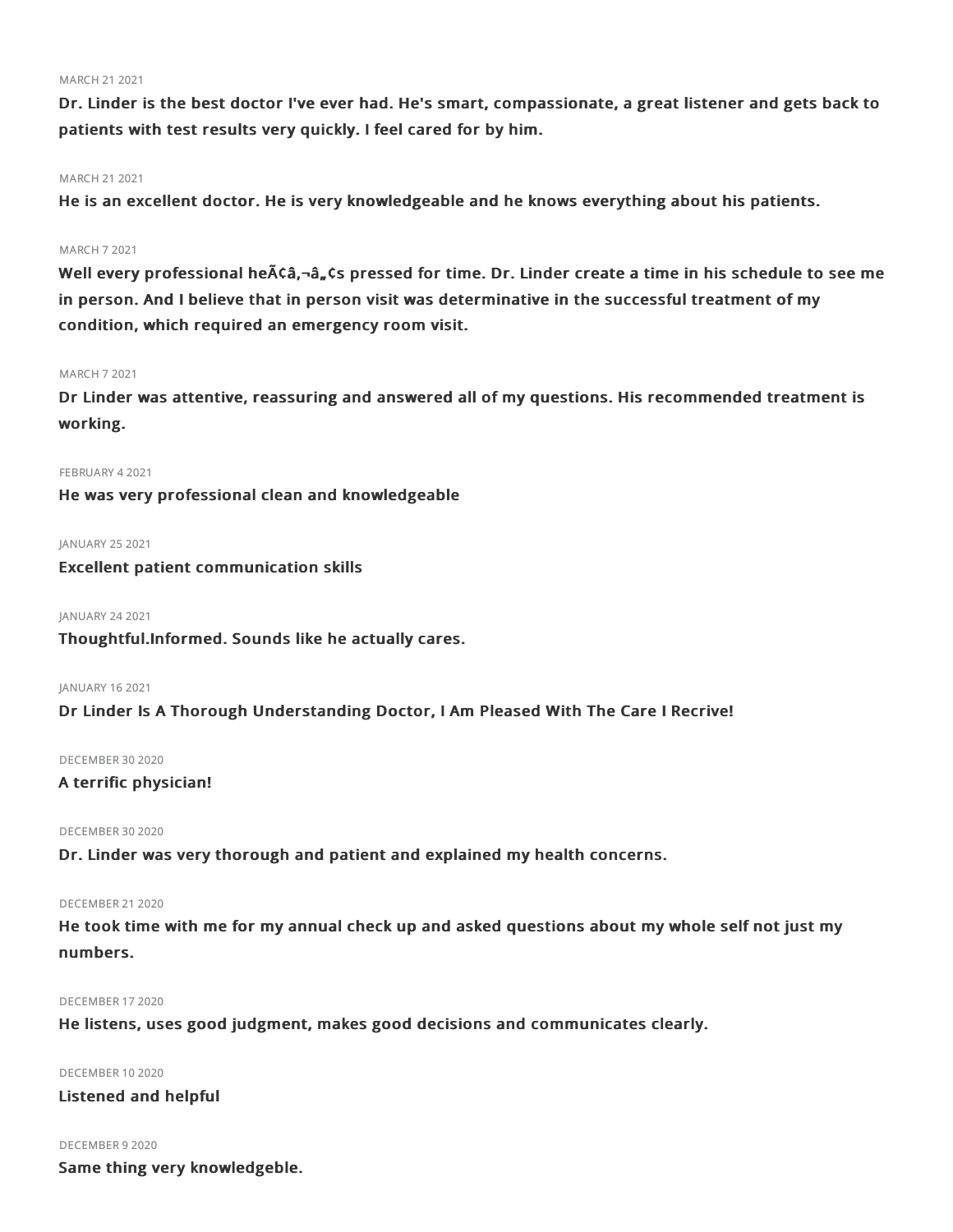MARCH 21 2021

**Dr. Linder is the best doctor I've ever had. He's smart, compassionate, a great listener and gets back to patients with test results very quickly. I feel cared for by him.**

MARCH 21 2021

**He is an excellent doctor. He is very knowledgeable and he knows everything about his patients.**

MARCH 7 2021

**Well every professional heÃ¢â‚¬â„¢s pressed for time. Dr. Linder create a time in his schedule to see me in person. And I believe that in person visit was determinative in the successful treatment of my condition, which required an emergency room visit.**

MARCH 7 2021

**Dr Linder was attentive, reassuring and answered all of my questions. His recommended treatment is working.**

FEBRUARY 4 2021

**He was very professional clean and knowledgeable**

JANUARY 25 2021

**Excellent patient communication skills**

JANUARY 24 2021

**Thoughtful.Informed. Sounds like he actually cares.**

JANUARY 16 2021

**Dr Linder Is A Thorough Understanding Doctor, I Am Pleased With The Care I Recrive!**

DECEMBER 30 2020

**A terrific physician!**

DECEMBER 30 2020

**Dr. Linder was very thorough and patient and explained my health concerns.**

DECEMBER 21 2020

**He took time with me for my annual check up and asked questions about my whole self not just my numbers.**

DECEMBER 17 2020

**He listens, uses good judgment, makes good decisions and communicates clearly.**

DECEMBER 10 2020

**Listened and helpful**

DECEMBER 9 2020

**Same thing very knowledgeble.**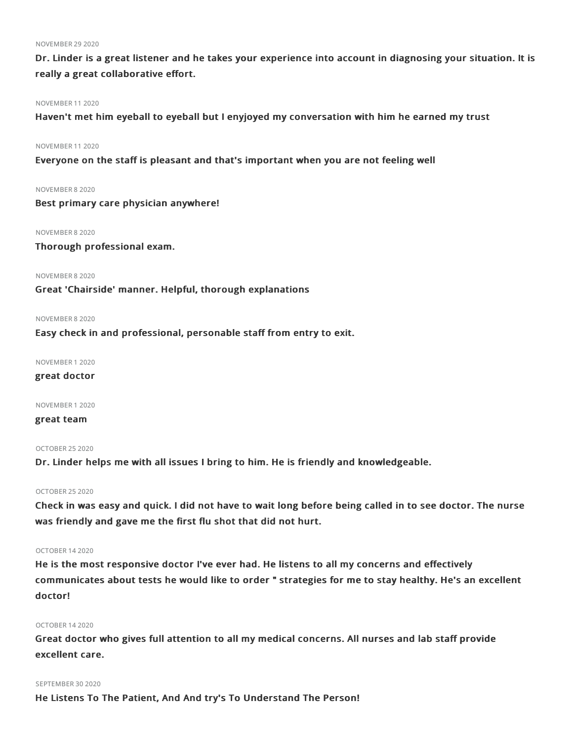NOVEMBER 29 2020

**Dr. Linder is a great listener and he takes your experience into account in diagnosing your situation. It is really a great collaborative effort.**

NOVEMBER 11 2020

**Haven't met him eyeball to eyeball but I enyjoyed my conversation with him he earned my trust**

NOVEMBER 11 2020

**Everyone on the staff is pleasant and that's important when you are not feeling well**

NOVEMBER 8 2020

**Best primary care physician anywhere!**

NOVEMBER 8 2020

**Thorough professional exam.**

NOVEMBER 8 2020

**Great 'Chairside' manner. Helpful, thorough explanations**

NOVEMBER 8 2020

**Easy check in and professional, personable staff from entry to exit.**

NOVEMBER 1 2020

**great doctor**

NOVEMBER 1 2020

**great team**

OCTOBER 25 2020

**Dr. Linder helps me with all issues I bring to him. He is friendly and knowledgeable.**

OCTOBER 25 2020

**Check in was easy and quick. I did not have to wait long before being called in to see doctor. The nurse was friendly and gave me the first flu shot that did not hurt.**

OCTOBER 14 2020

**He is the most responsive doctor I've ever had. He listens to all my concerns and effectively communicates about tests he would like to order " strategies for me to stay healthy. He's an excellent doctor!**

OCTOBER 14 2020

**Great doctor who gives full attention to all my medical concerns. All nurses and lab staff provide excellent care.**

SEPTEMBER 30 2020

**He Listens To The Patient, And And try's To Understand The Person!**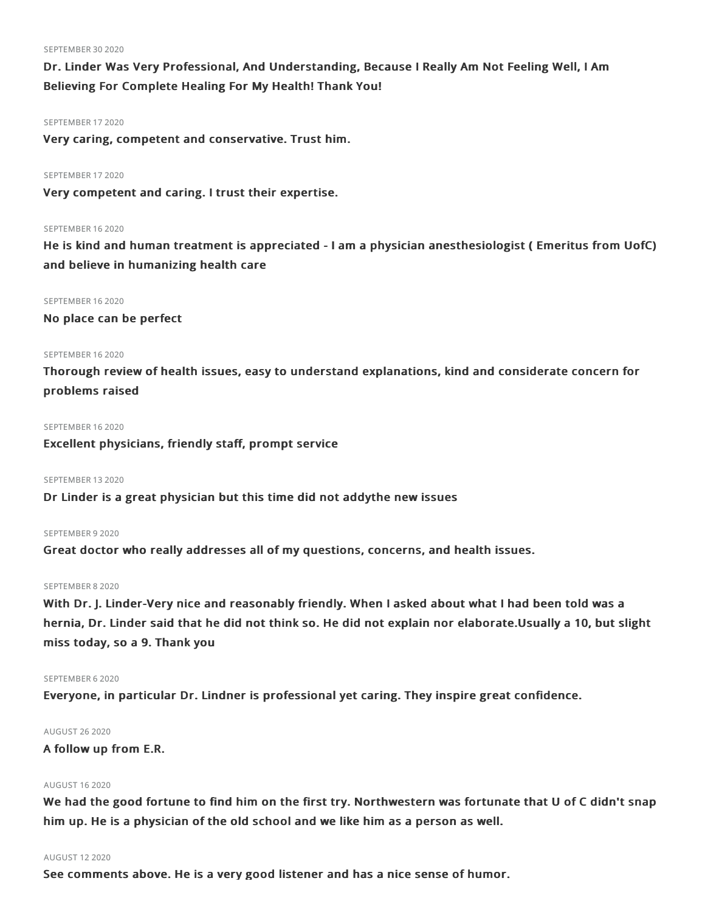SEPTEMBER 30 2020

**Dr. Linder Was Very Professional, And Understanding, Because I Really Am Not Feeling Well, I Am Believing For Complete Healing For My Health! Thank You!**

SEPTEMBER 17 2020

**Very caring, competent and conservative. Trust him.**

SEPTEMBER 17 2020

**Very competent and caring. I trust their expertise.**

SEPTEMBER 16 2020

**He is kind and human treatment is appreciated - I am a physician anesthesiologist ( Emeritus from UofC) and believe in humanizing health care**

SEPTEMBER 16 2020

**No place can be perfect**

SEPTEMBER 16 2020

**Thorough review of health issues, easy to understand explanations, kind and considerate concern for problems raised**

SEPTEMBER 16 2020

**Excellent physicians, friendly staff, prompt service**

SEPTEMBER 13 2020

**Dr Linder is a great physician but this time did not addythe new issues**

SEPTEMBER 9 2020

**Great doctor who really addresses all of my questions, concerns, and health issues.**

SEPTEMBER 8 2020

**With Dr. J. Linder-Very nice and reasonably friendly. When I asked about what I had been told was a hernia, Dr. Linder said that he did not think so. He did not explain nor elaborate.Usually a 10, but slight miss today, so a 9. Thank you**

SEPTEMBER 6 2020

**Everyone, in particular Dr. Lindner is professional yet caring. They inspire great confidence.**

AUGUST 26 2020

**A follow up from E.R.**

AUGUST 16 2020

**We had the good fortune to find him on the first try. Northwestern was fortunate that U of C didn't snap him up. He is a physician of the old school and we like him as a person as well.**

AUGUST 12 2020

**See comments above. He is a very good listener and has a nice sense of humor.**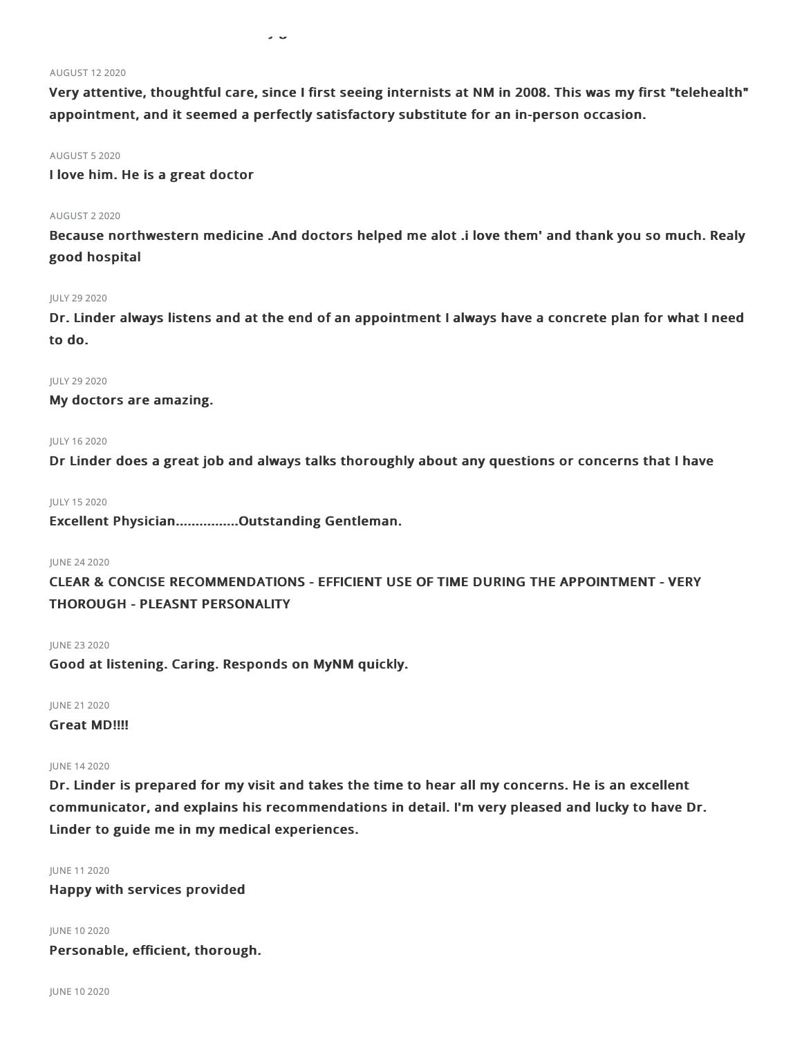AUGUST 12 2020

**Very attentive, thoughtful care, since I first seeing internists at NM in 2008. This was my first "telehealth" appointment, and it seemed a perfectly satisfactory substitute for an in-person occasion.**

AUGUST 5 2020

**I love him. He is a great doctor**

AUGUST 2 2020

**Because northwestern medicine .And doctors helped me alot .i love them' and thank you so much. Realy good hospital**

JULY 29 2020

**Dr. Linder always listens and at the end of an appointment I always have a concrete plan for what I need to do.**

JULY 29 2020

**My doctors are amazing.**

JULY 16 2020

**Dr Linder does a great job and always talks thoroughly about any questions or concerns that I have**

JULY 15 2020

**Excellent Physician................Outstanding Gentleman.**

JUNE 24 2020

**CLEAR & CONCISE RECOMMENDATIONS - EFFICIENT USE OF TIME DURING THE APPOINTMENT - VERY THOROUGH - PLEASNT PERSONALITY**

JUNE 23 2020

**Good at listening. Caring. Responds on MyNM quickly.**

JUNE 21 2020

**Great MD!!!!**

JUNE 14 2020

**Dr. Linder is prepared for my visit and takes the time to hear all my concerns. He is an excellent communicator, and explains his recommendations in detail. I'm very pleased and lucky to have Dr. Linder to guide me in my medical experiences.**

JUNE 11 2020

**Happy with services provided**

JUNE 10 2020

**Personable, efficient, thorough.**

JUNE 10 2020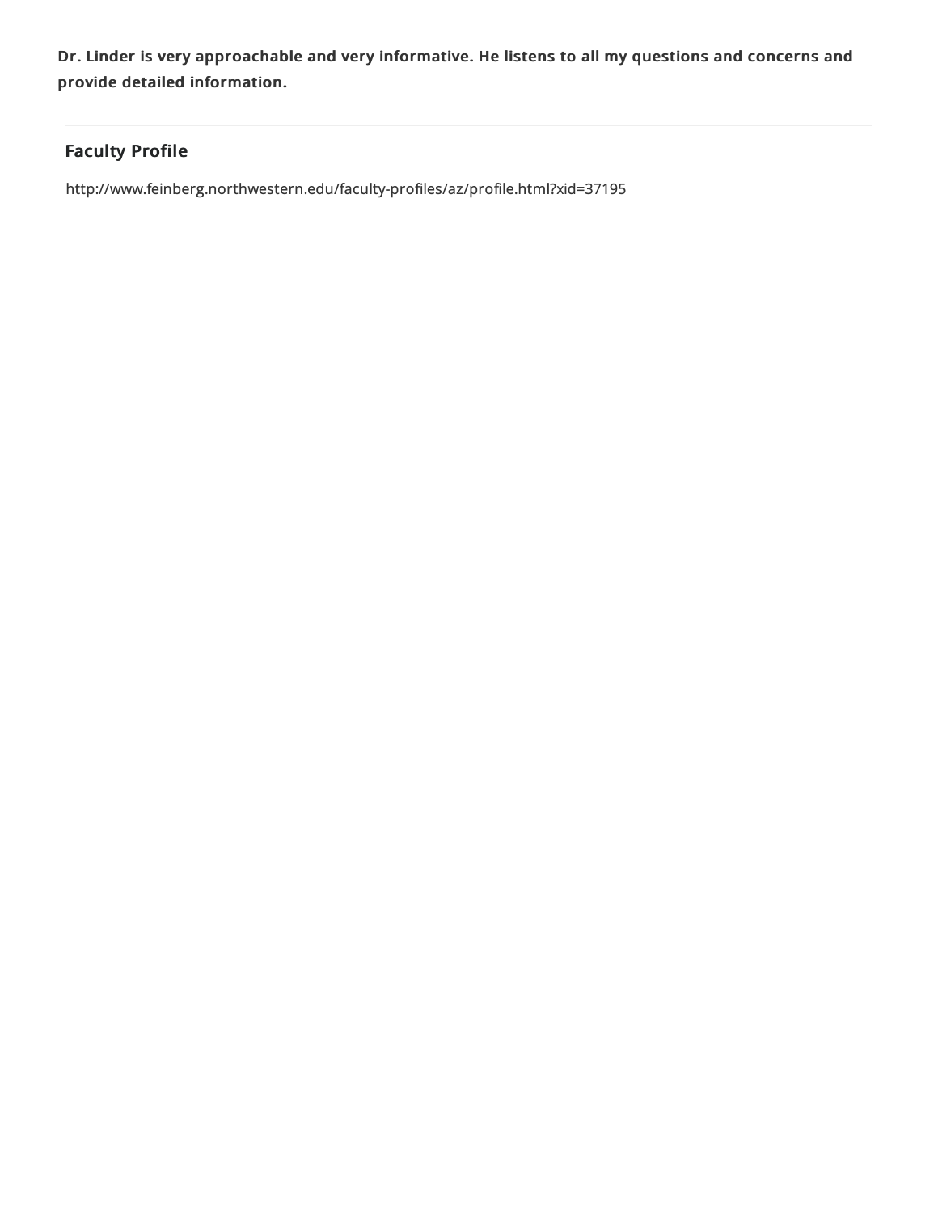**Dr. Linder is very approachable and very informative. He listens to all my questions and concerns and provide detailed information.**

---

## Faculty Profile

http://www.feinberg.northwestern.edu/faculty-profiles/az/profile.html?xid=37195